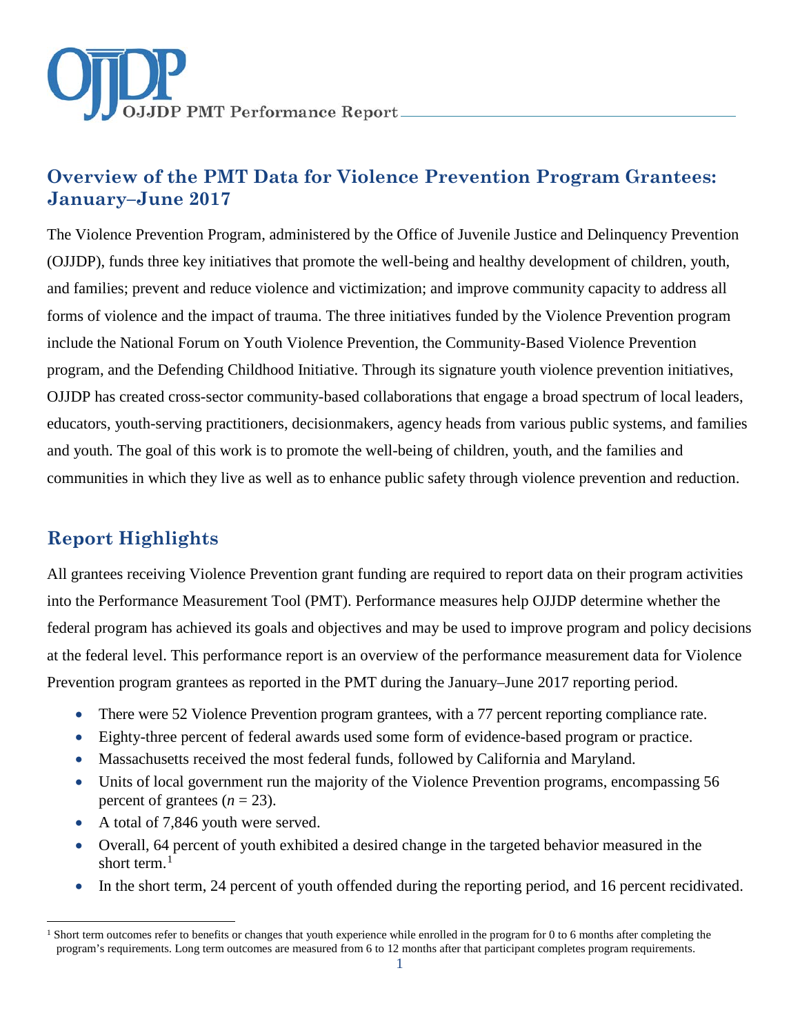OJJDP PMT Performance Report

# Overview of the PMT Data for Violence Prevention Program Grantees: January–June 2017

The Violence Prevention Program, administered by the Office of Juvenile Justice and Delinquency Prevention (OJJDP), funds three key initiatives that promote the well-being and healthy development of children, youth, and families; prevent and reduce violence and victimization; and improve community capacity to address all forms of violence and the impact of trauma. The three initiatives funded by the Violence Prevention program include the National Forum on Youth Violence Prevention, the Community-Based Violence Prevention program, and the Defending Childhood Initiative. Through its signature youth violence prevention initiatives, OJJDP has created cross-sector community-based collaborations that engage a broad spectrum of local leaders, educators, youth-serving practitioners, decisionmakers, agency heads from various public systems, and families and youth. The goal of this work is to promote the well-being of children, youth, and the families and communities in which they live as well as to enhance public safety through violence prevention and reduction.

## Report Highlights

All grantees receiving Violence Prevention grant funding are required to report data on their program activities into the Performance Measurement Tool (PMT). Performance measures help OJJDP determine whether the federal program has achieved its goals and objectives and may be used to improve program and policy decisions at the federal level. This performance report is an overview of the performance measurement data for Violence Prevention program grantees as reported in the PMT during the January–June 2017 reporting period.

- There were 52 Violence Prevention program grantees, with a 77 percent reporting compliance rate.
- Eighty-three percent of federal awards used some form of evidence-based program or practice.
- Massachusetts received the most federal funds, followed by California and Maryland.
- Units of local government run the majority of the Violence Prevention programs, encompassing 56 percent of grantees (*n* = 23).
- A total of 7,846 youth were served.
- Overall, 64 percent of youth exhibited a desired change in the targeted behavior measured in the short term.[1]
- In the short term, 24 percent of youth offended during the reporting period, and 16 percent recidivated.

[1] Short term outcomes refer to benefits or changes that youth experience while enrolled in the program for 0 to 6 months after completing the program's requirements. Long term outcomes are measured from 6 to 12 months after that participant completes program requirements.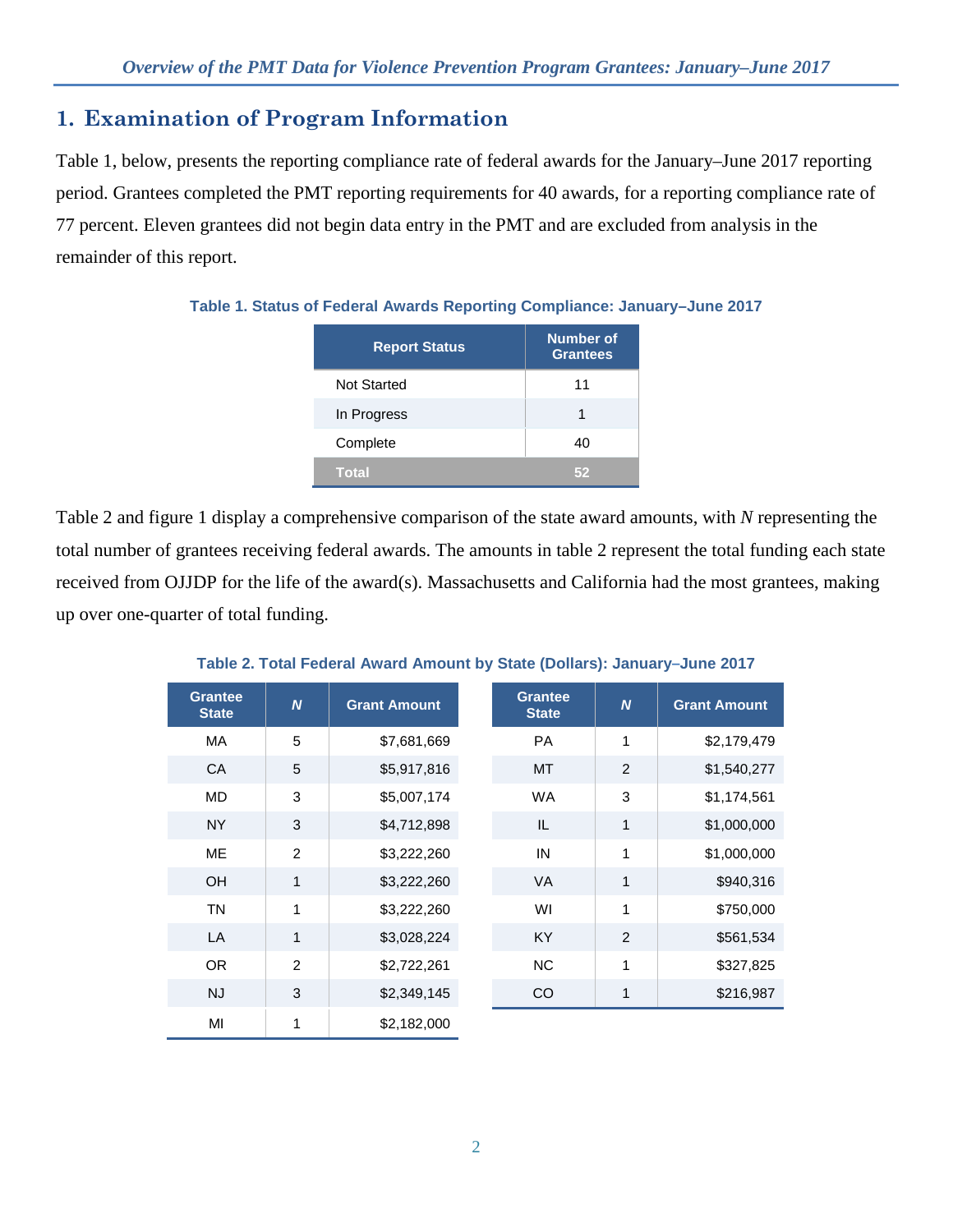# 1. Examination of Program Information

Table 1, below, presents the reporting compliance rate of federal awards for the January–June 2017 reporting period. Grantees completed the PMT reporting requirements for 40 awards, for a reporting compliance rate of 77 percent. Eleven grantees did not begin data entry in the PMT and are excluded from analysis in the remainder of this report.

**Table 1. Status of Federal Awards Reporting Compliance: January–June 2017**

| Report Status | Number of Grantees |
|---|---|
| Not Started | 11 |
| In Progress | 1 |
| Complete | 40 |
| **Total** | **52** |

Table 2 and figure 1 display a comprehensive comparison of the state award amounts, with *N* representing the total number of grantees receiving federal awards. The amounts in table 2 represent the total funding each state received from OJJDP for the life of the award(s). Massachusetts and California had the most grantees, making up over one-quarter of total funding.

**Table 2. Total Federal Award Amount by State (Dollars): January–June 2017**

| Grantee State | *N* | Grant Amount |
|---|---|---|
| MA | 5 | $7,681,669 |
| CA | 5 | $5,917,816 |
| MD | 3 | $5,007,174 |
| NY | 3 | $4,712,898 |
| ME | 2 | $3,222,260 |
| OH | 1 | $3,222,260 |
| TN | 1 | $3,222,260 |
| LA | 1 | $3,028,224 |
| OR | 2 | $2,722,261 |
| NJ | 3 | $2,349,145 |
| MI | 1 | $2,182,000 |
| PA | 1 | $2,179,479 |
| MT | 2 | $1,540,277 |
| WA | 3 | $1,174,561 |
| IL | 1 | $1,000,000 |
| IN | 1 | $1,000,000 |
| VA | 1 | $940,316 |
| WI | 1 | $750,000 |
| KY | 2 | $561,534 |
| NC | 1 | $327,825 |
| CO | 1 | $216,987 |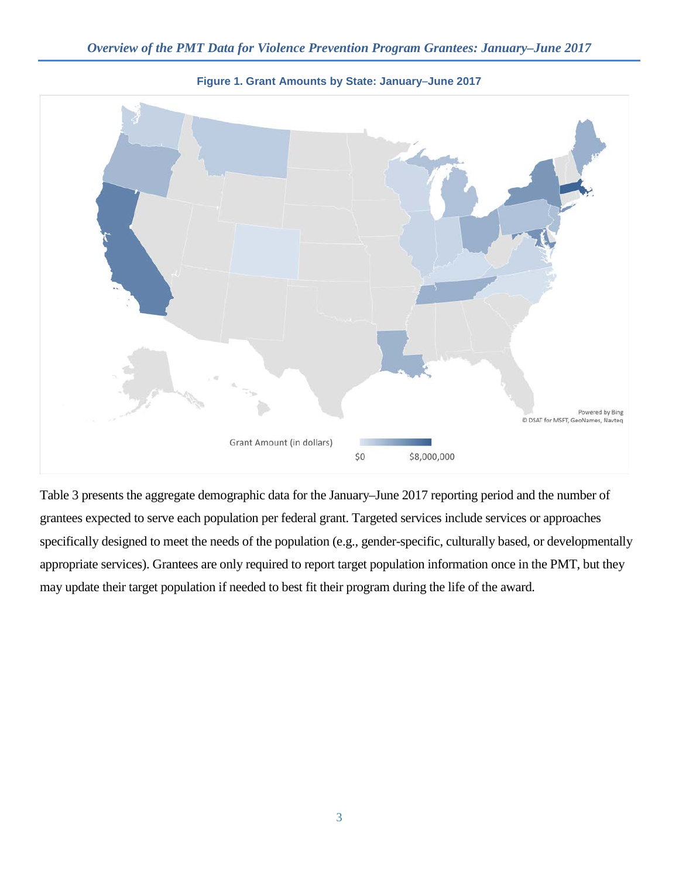**Figure 1. Grant Amounts by State: January–June 2017**

Grant Amount (in dollars)

$0 $8,000,000

Table 3 presents the aggregate demographic data for the January–June 2017 reporting period and the number of grantees expected to serve each population per federal grant. Targeted services include services or approaches specifically designed to meet the needs of the population (e.g., gender-specific, culturally based, or developmentally appropriate services). Grantees are only required to report target population information once in the PMT, but they may update their target population if needed to best fit their program during the life of the award.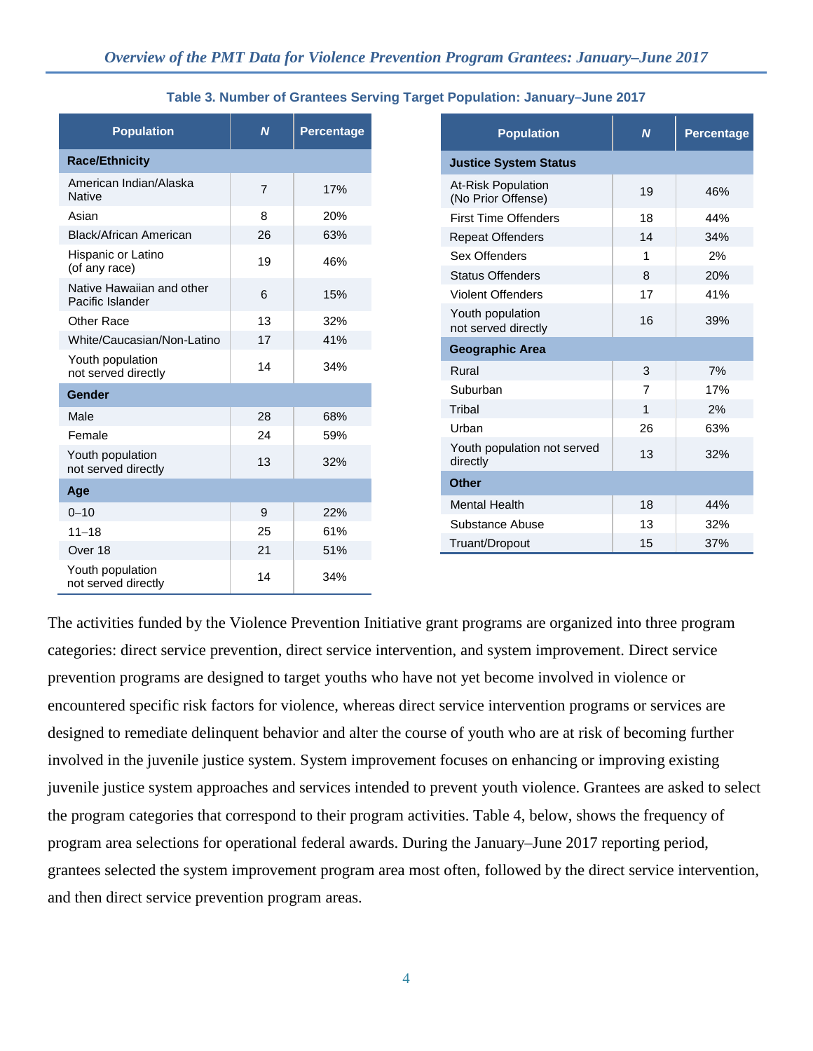**Table 3. Number of Grantees Serving Target Population: January–June 2017**

| Population | *N* | Percentage |
|---|---|---|
| **Race/Ethnicity** | | |
| American Indian/Alaska Native | 7 | 17% |
| Asian | 8 | 20% |
| Black/African American | 26 | 63% |
| Hispanic or Latino (of any race) | 19 | 46% |
| Native Hawaiian and other Pacific Islander | 6 | 15% |
| Other Race | 13 | 32% |
| White/Caucasian/Non-Latino | 17 | 41% |
| Youth population not served directly | 14 | 34% |
| **Gender** | | |
| Male | 28 | 68% |
| Female | 24 | 59% |
| Youth population not served directly | 13 | 32% |
| **Age** | | |
| 0–10 | 9 | 22% |
| 11–18 | 25 | 61% |
| Over 18 | 21 | 51% |
| Youth population not served directly | 14 | 34% |
| **Justice System Status** | | |
| At-Risk Population (No Prior Offense) | 19 | 46% |
| First Time Offenders | 18 | 44% |
| Repeat Offenders | 14 | 34% |
| Sex Offenders | 1 | 2% |
| Status Offenders | 8 | 20% |
| Violent Offenders | 17 | 41% |
| Youth population not served directly | 16 | 39% |
| **Geographic Area** | | |
| Rural | 3 | 7% |
| Suburban | 7 | 17% |
| Tribal | 1 | 2% |
| Urban | 26 | 63% |
| Youth population not served directly | 13 | 32% |
| **Other** | | |
| Mental Health | 18 | 44% |
| Substance Abuse | 13 | 32% |
| Truant/Dropout | 15 | 37% |

The activities funded by the Violence Prevention Initiative grant programs are organized into three program categories: direct service prevention, direct service intervention, and system improvement. Direct service prevention programs are designed to target youths who have not yet become involved in violence or encountered specific risk factors for violence, whereas direct service intervention programs or services are designed to remediate delinquent behavior and alter the course of youth who are at risk of becoming further involved in the juvenile justice system. System improvement focuses on enhancing or improving existing juvenile justice system approaches and services intended to prevent youth violence. Grantees are asked to select the program categories that correspond to their program activities. Table 4, below, shows the frequency of program area selections for operational federal awards. During the January–June 2017 reporting period, grantees selected the system improvement program area most often, followed by the direct service intervention, and then direct service prevention program areas.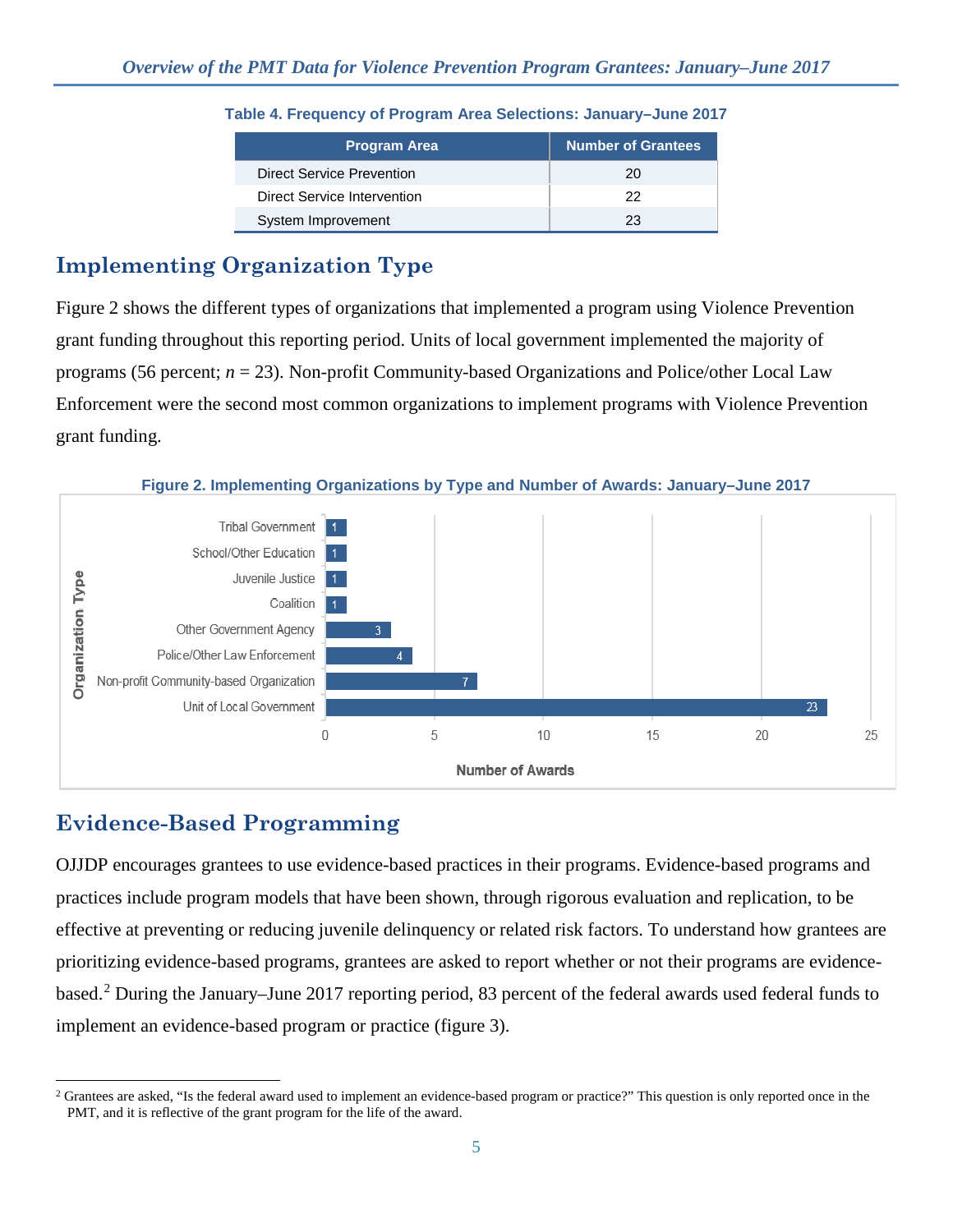**Table 4. Frequency of Program Area Selections: January–June 2017**

| Program Area | Number of Grantees |
|---|---|
| Direct Service Prevention | 20 |
| Direct Service Intervention | 22 |
| System Improvement | 23 |

## Implementing Organization Type

Figure 2 shows the different types of organizations that implemented a program using Violence Prevention grant funding throughout this reporting period. Units of local government implemented the majority of programs (56 percent; $n = 23$). Non-profit Community-based Organizations and Police/other Local Law Enforcement were the second most common organizations to implement programs with Violence Prevention grant funding.

**Figure 2. Implementing Organizations by Type and Number of Awards: January–June 2017**

| Organization Type | Number of Awards |
|---|---|
| Tribal Government | 1 |
| School/Other Education | 1 |
| Juvenile Justice | 1 |
| Coalition | 1 |
| Other Government Agency | 3 |
| Police/Other Law Enforcement | 4 |
| Non-profit Community-based Organization | 7 |
| Unit of Local Government | 23 |

## Evidence-Based Programming

OJJDP encourages grantees to use evidence-based practices in their programs. Evidence-based programs and practices include program models that have been shown, through rigorous evaluation and replication, to be effective at preventing or reducing juvenile delinquency or related risk factors. To understand how grantees are prioritizing evidence-based programs, grantees are asked to report whether or not their programs are evidence-based.[2] During the January–June 2017 reporting period, 83 percent of the federal awards used federal funds to implement an evidence-based program or practice (figure 3).

[2] Grantees are asked, "Is the federal award used to implement an evidence-based program or practice?" This question is only reported once in the PMT, and it is reflective of the grant program for the life of the award.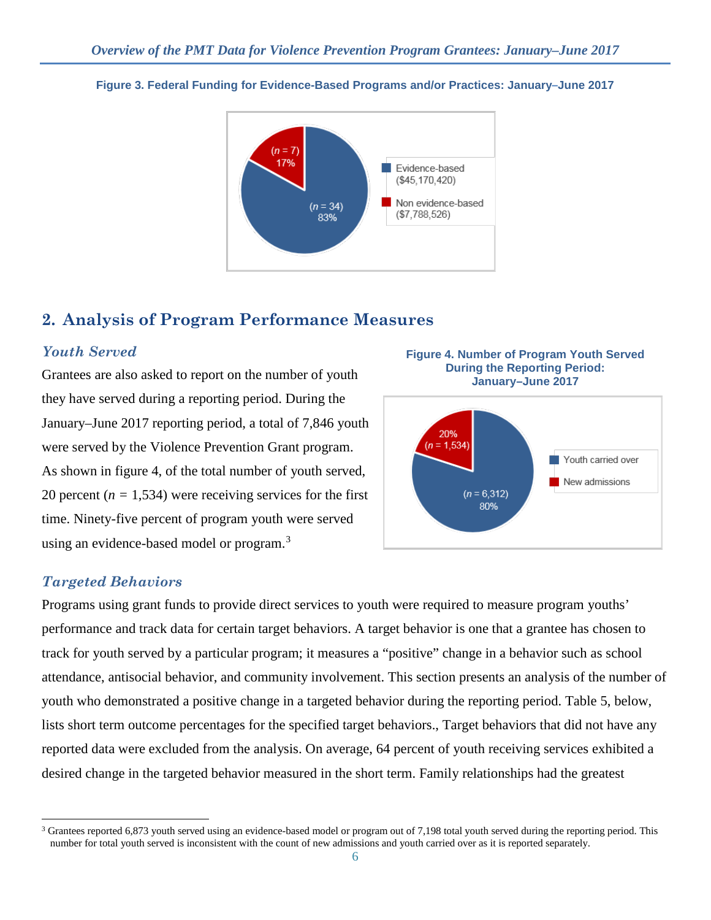**Figure 3. Federal Funding for Evidence-Based Programs and/or Practices: January–June 2017**

- Evidence-based ($45,170,420): ($n$ = 34) 83%
- Non evidence-based ($7,788,526): ($n$ = 7) 17%

## 2. Analysis of Program Performance Measures

### *Youth Served*

Grantees are also asked to report on the number of youth they have served during a reporting period. During the January–June 2017 reporting period, a total of 7,846 youth were served by the Violence Prevention Grant program. As shown in figure 4, of the total number of youth served, 20 percent ($n$ = 1,534) were receiving services for the first time. Ninety-five percent of program youth were served using an evidence-based model or program.[3]

**Figure 4. Number of Program Youth Served During the Reporting Period: January–June 2017**

- Youth carried over: ($n$ = 6,312) 80%
- New admissions: 20% ($n$ = 1,534)

### *Targeted Behaviors*

Programs using grant funds to provide direct services to youth were required to measure program youths' performance and track data for certain target behaviors. A target behavior is one that a grantee has chosen to track for youth served by a particular program; it measures a "positive" change in a behavior such as school attendance, antisocial behavior, and community involvement. This section presents an analysis of the number of youth who demonstrated a positive change in a targeted behavior during the reporting period. Table 5, below, lists short term outcome percentages for the specified target behaviors., Target behaviors that did not have any reported data were excluded from the analysis. On average, 64 percent of youth receiving services exhibited a desired change in the targeted behavior measured in the short term. Family relationships had the greatest

[3] Grantees reported 6,873 youth served using an evidence-based model or program out of 7,198 total youth served during the reporting period. This number for total youth served is inconsistent with the count of new admissions and youth carried over as it is reported separately.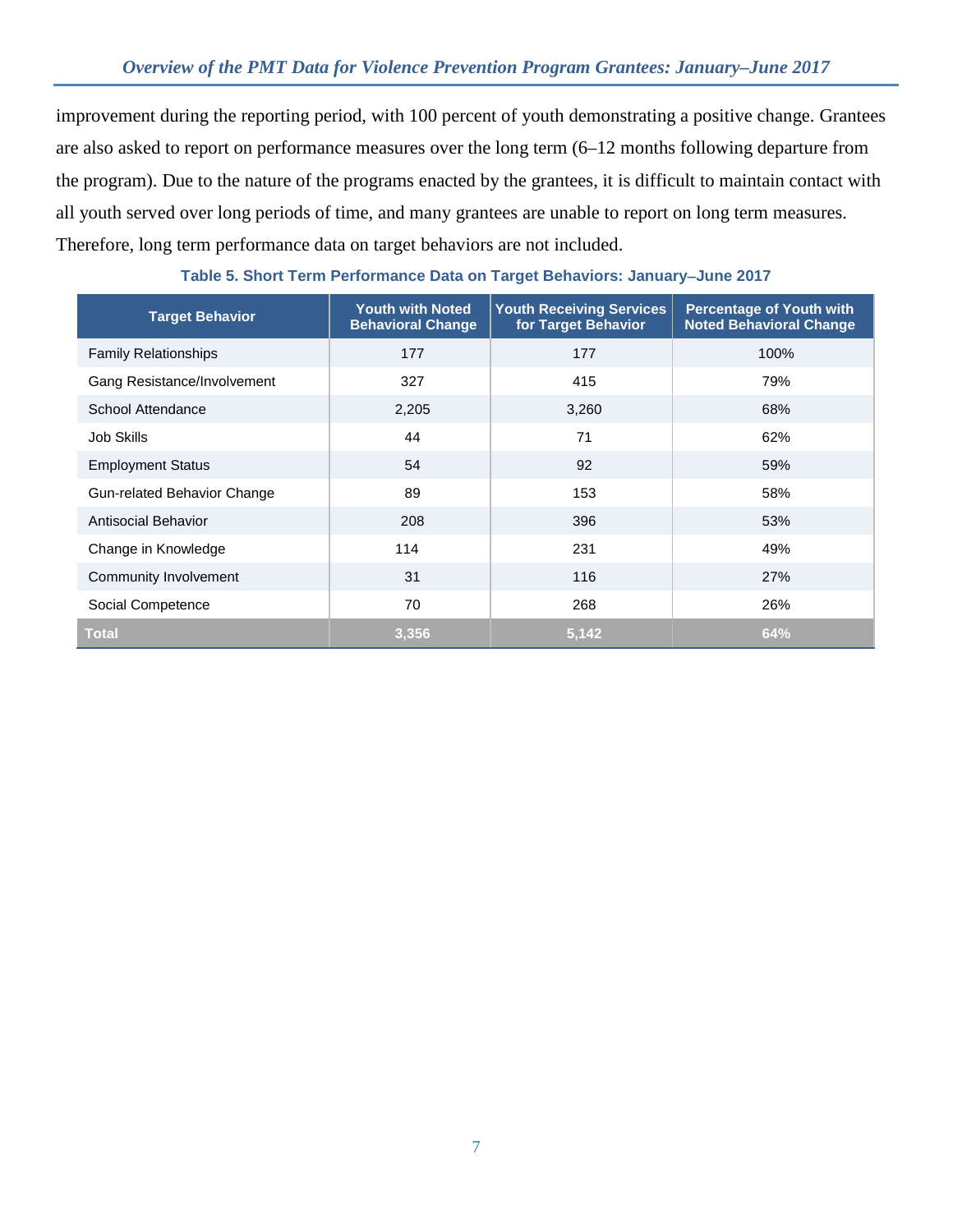improvement during the reporting period, with 100 percent of youth demonstrating a positive change. Grantees are also asked to report on performance measures over the long term (6–12 months following departure from the program). Due to the nature of the programs enacted by the grantees, it is difficult to maintain contact with all youth served over long periods of time, and many grantees are unable to report on long term measures. Therefore, long term performance data on target behaviors are not included.

**Table 5. Short Term Performance Data on Target Behaviors: January–June 2017**

| Target Behavior | Youth with Noted Behavioral Change | Youth Receiving Services for Target Behavior | Percentage of Youth with Noted Behavioral Change |
|---|---|---|---|
| Family Relationships | 177 | 177 | 100% |
| Gang Resistance/Involvement | 327 | 415 | 79% |
| School Attendance | 2,205 | 3,260 | 68% |
| Job Skills | 44 | 71 | 62% |
| Employment Status | 54 | 92 | 59% |
| Gun-related Behavior Change | 89 | 153 | 58% |
| Antisocial Behavior | 208 | 396 | 53% |
| Change in Knowledge | 114 | 231 | 49% |
| Community Involvement | 31 | 116 | 27% |
| Social Competence | 70 | 268 | 26% |
| **Total** | **3,356** | **5,142** | **64%** |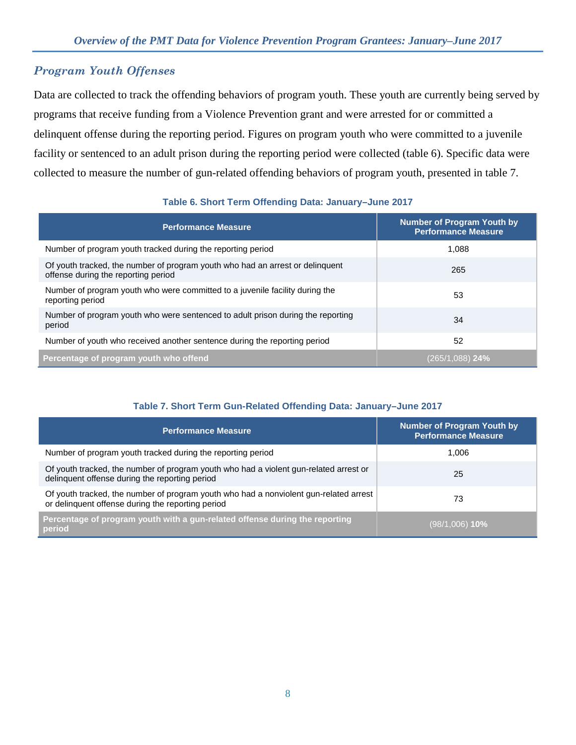## *Program Youth Offenses*

Data are collected to track the offending behaviors of program youth. These youth are currently being served by programs that receive funding from a Violence Prevention grant and were arrested for or committed a delinquent offense during the reporting period. Figures on program youth who were committed to a juvenile facility or sentenced to an adult prison during the reporting period were collected (table 6). Specific data were collected to measure the number of gun-related offending behaviors of program youth, presented in table 7.

**Table 6. Short Term Offending Data: January–June 2017**

| Performance Measure | Number of Program Youth by Performance Measure |
|---|---|
| Number of program youth tracked during the reporting period | 1,088 |
| Of youth tracked, the number of program youth who had an arrest or delinquent offense during the reporting period | 265 |
| Number of program youth who were committed to a juvenile facility during the reporting period | 53 |
| Number of program youth who were sentenced to adult prison during the reporting period | 34 |
| Number of youth who received another sentence during the reporting period | 52 |
| **Percentage of program youth who offend** | (265/1,088) **24%** |

**Table 7. Short Term Gun-Related Offending Data: January–June 2017**

| Performance Measure | Number of Program Youth by Performance Measure |
|---|---|
| Number of program youth tracked during the reporting period | 1,006 |
| Of youth tracked, the number of program youth who had a violent gun-related arrest or delinquent offense during the reporting period | 25 |
| Of youth tracked, the number of program youth who had a nonviolent gun-related arrest or delinquent offense during the reporting period | 73 |
| **Percentage of program youth with a gun-related offense during the reporting period** | (98/1,006) **10%** |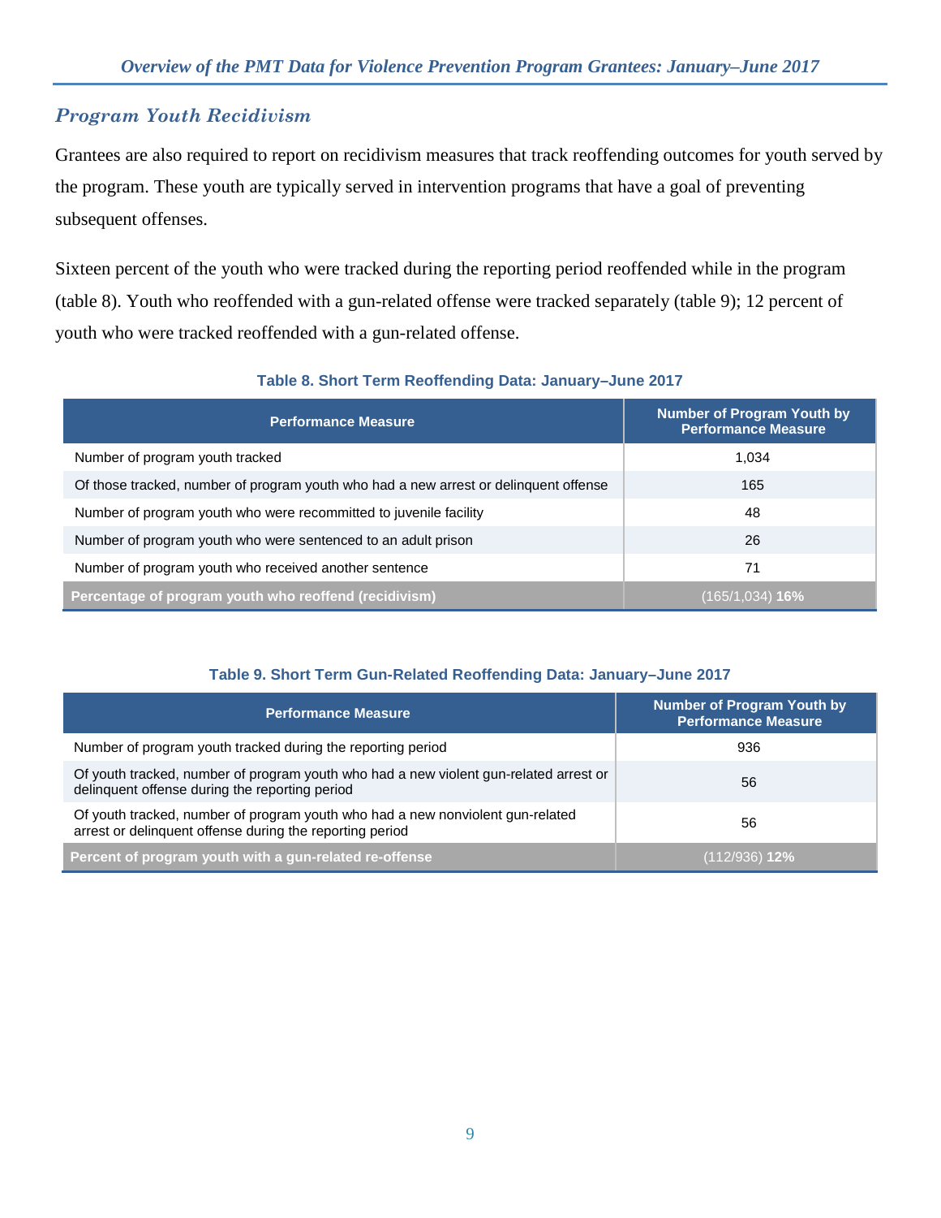## *Program Youth Recidivism*

Grantees are also required to report on recidivism measures that track reoffending outcomes for youth served by the program. These youth are typically served in intervention programs that have a goal of preventing subsequent offenses.

Sixteen percent of the youth who were tracked during the reporting period reoffended while in the program (table 8). Youth who reoffended with a gun-related offense were tracked separately (table 9); 12 percent of youth who were tracked reoffended with a gun-related offense.

**Table 8. Short Term Reoffending Data: January–June 2017**

| Performance Measure | Number of Program Youth by Performance Measure |
|---|---|
| Number of program youth tracked | 1,034 |
| Of those tracked, number of program youth who had a new arrest or delinquent offense | 165 |
| Number of program youth who were recommitted to juvenile facility | 48 |
| Number of program youth who were sentenced to an adult prison | 26 |
| Number of program youth who received another sentence | 71 |
| **Percentage of program youth who reoffend (recidivism)** | (165/1,034) **16%** |

**Table 9. Short Term Gun-Related Reoffending Data: January–June 2017**

| Performance Measure | Number of Program Youth by Performance Measure |
|---|---|
| Number of program youth tracked during the reporting period | 936 |
| Of youth tracked, number of program youth who had a new violent gun-related arrest or delinquent offense during the reporting period | 56 |
| Of youth tracked, number of program youth who had a new nonviolent gun-related arrest or delinquent offense during the reporting period | 56 |
| **Percent of program youth with a gun-related re-offense** | (112/936) **12%** |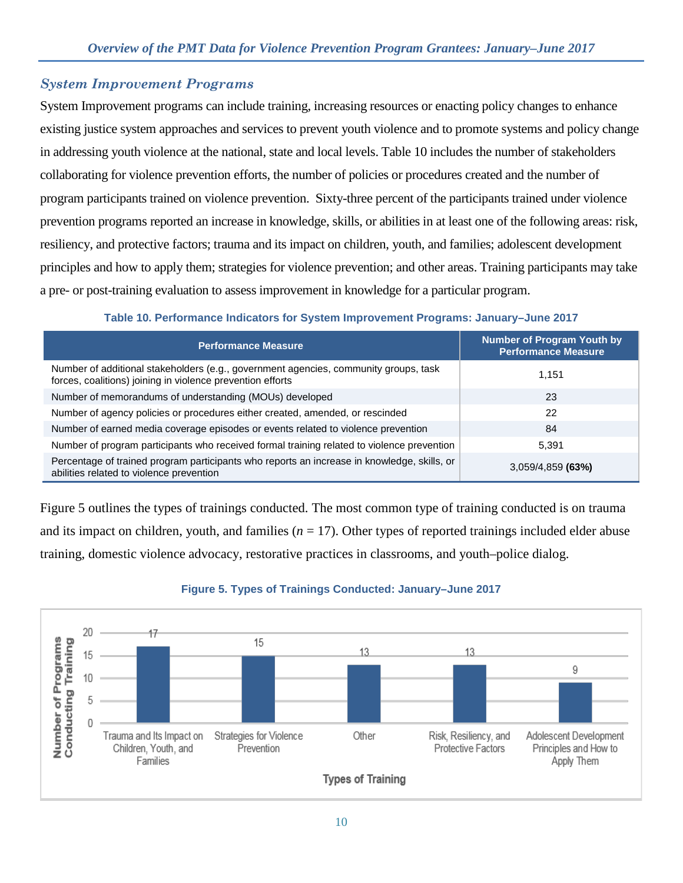## System Improvement Programs

System Improvement programs can include training, increasing resources or enacting policy changes to enhance existing justice system approaches and services to prevent youth violence and to promote systems and policy change in addressing youth violence at the national, state and local levels. Table 10 includes the number of stakeholders collaborating for violence prevention efforts, the number of policies or procedures created and the number of program participants trained on violence prevention. Sixty-three percent of the participants trained under violence prevention programs reported an increase in knowledge, skills, or abilities in at least one of the following areas: risk, resiliency, and protective factors; trauma and its impact on children, youth, and families; adolescent development principles and how to apply them; strategies for violence prevention; and other areas. Training participants may take a pre- or post-training evaluation to assess improvement in knowledge for a particular program.

**Table 10. Performance Indicators for System Improvement Programs: January–June 2017**

| Performance Measure | Number of Program Youth by Performance Measure |
|---|---|
| Number of additional stakeholders (e.g., government agencies, community groups, task forces, coalitions) joining in violence prevention efforts | 1,151 |
| Number of memorandums of understanding (MOUs) developed | 23 |
| Number of agency policies or procedures either created, amended, or rescinded | 22 |
| Number of earned media coverage episodes or events related to violence prevention | 84 |
| Number of program participants who received formal training related to violence prevention | 5,391 |
| Percentage of trained program participants who reports an increase in knowledge, skills, or abilities related to violence prevention | 3,059/4,859 **(63%)** |

Figure 5 outlines the types of trainings conducted. The most common type of training conducted is on trauma and its impact on children, youth, and families ($n$ = 17). Other types of reported trainings included elder abuse training, domestic violence advocacy, restorative practices in classrooms, and youth–police dialog.

**Figure 5. Types of Trainings Conducted: January–June 2017**

| Types of Training | Number of Programs Conducting Training |
|---|---|
| Trauma and Its Impact on Children, Youth, and Families | 17 |
| Strategies for Violence Prevention | 15 |
| Other | 13 |
| Risk, Resiliency, and Protective Factors | 13 |
| Adolescent Development Principles and How to Apply Them | 9 |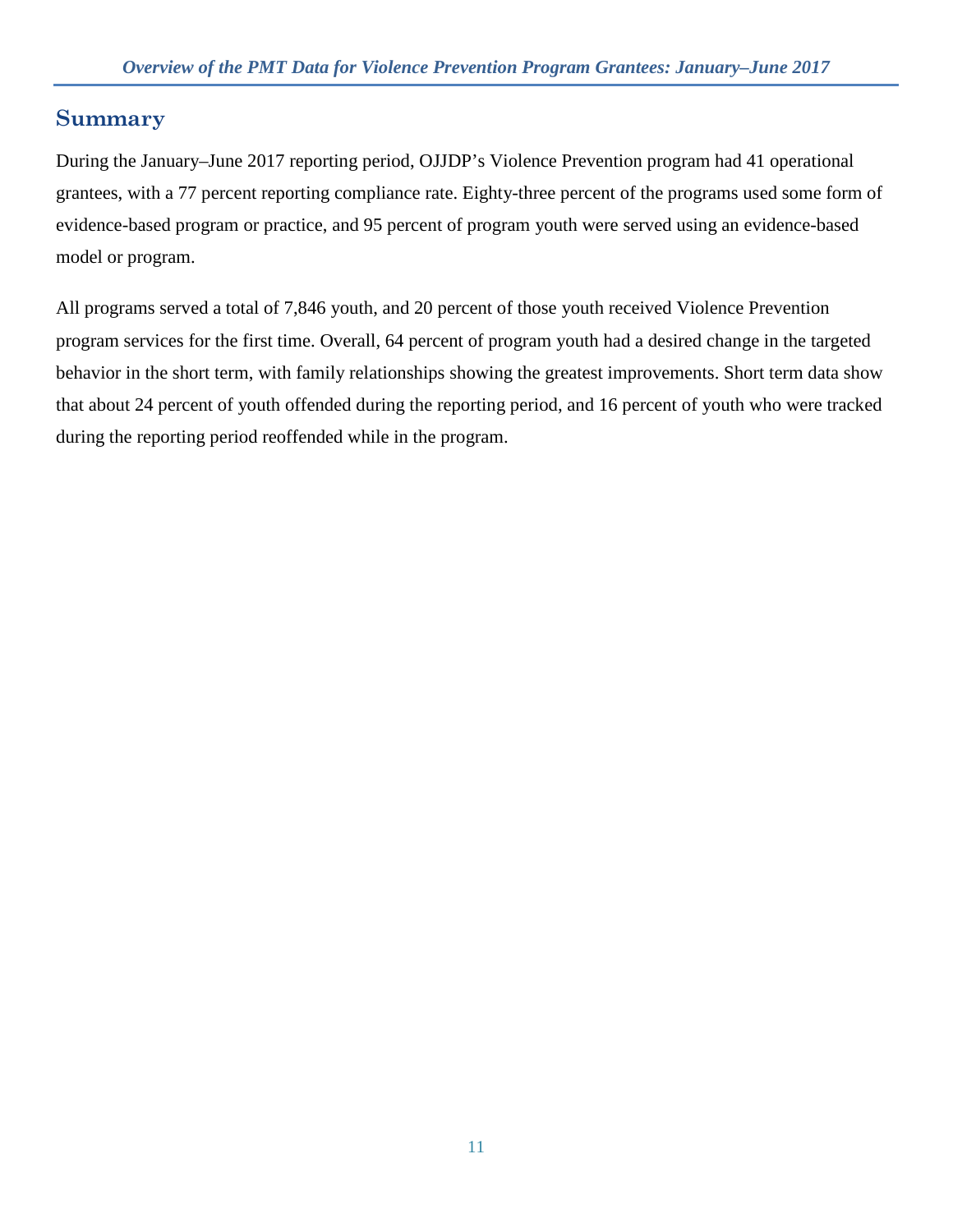## Summary

During the January–June 2017 reporting period, OJJDP's Violence Prevention program had 41 operational grantees, with a 77 percent reporting compliance rate. Eighty-three percent of the programs used some form of evidence-based program or practice, and 95 percent of program youth were served using an evidence-based model or program.

All programs served a total of 7,846 youth, and 20 percent of those youth received Violence Prevention program services for the first time. Overall, 64 percent of program youth had a desired change in the targeted behavior in the short term, with family relationships showing the greatest improvements. Short term data show that about 24 percent of youth offended during the reporting period, and 16 percent of youth who were tracked during the reporting period reoffended while in the program.